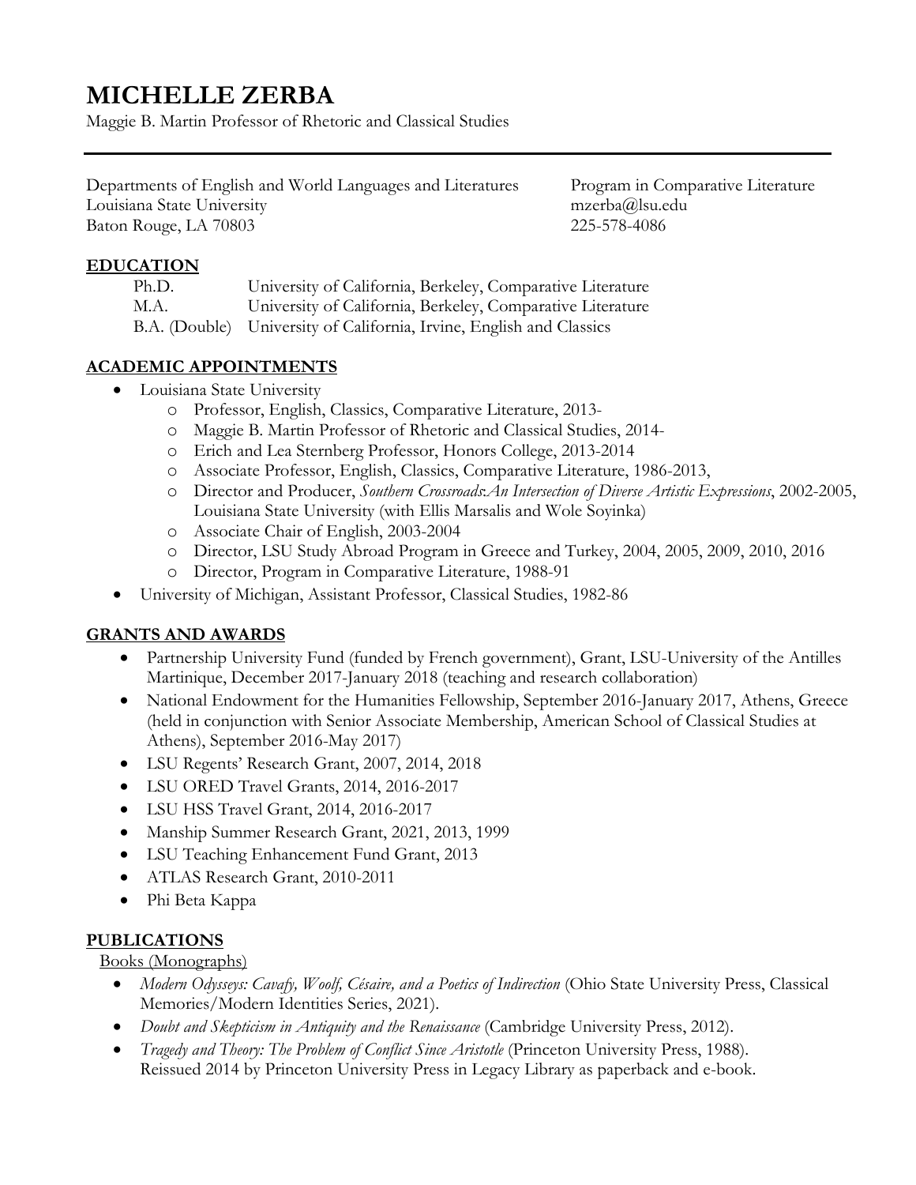# MICHELLE ZERBA

Maggie B. Martin Professor of Rhetoric and Classical Studies

---

Departments of English and World Languages and Literatures
Louisiana State University
Baton Rouge, LA 70803

Program in Comparative Literature
mzerba@lsu.edu
225-578-4086

## EDUCATION

| | |
|---|---|
| Ph.D. | University of California, Berkeley, Comparative Literature |
| M.A. | University of California, Berkeley, Comparative Literature |
| B.A. (Double) | University of California, Irvine, English and Classics |

## ACADEMIC APPOINTMENTS

- Louisiana State University
  - Professor, English, Classics, Comparative Literature, 2013-
  - Maggie B. Martin Professor of Rhetoric and Classical Studies, 2014-
  - Erich and Lea Sternberg Professor, Honors College, 2013-2014
  - Associate Professor, English, Classics, Comparative Literature, 1986-2013,
  - Director and Producer, *Southern Crossroads:An Intersection of Diverse Artistic Expressions*, 2002-2005, Louisiana State University (with Ellis Marsalis and Wole Soyinka)
  - Associate Chair of English, 2003-2004
  - Director, LSU Study Abroad Program in Greece and Turkey, 2004, 2005, 2009, 2010, 2016
  - Director, Program in Comparative Literature, 1988-91
- University of Michigan, Assistant Professor, Classical Studies, 1982-86

## GRANTS AND AWARDS

- Partnership University Fund (funded by French government), Grant, LSU-University of the Antilles Martinique, December 2017-January 2018 (teaching and research collaboration)
- National Endowment for the Humanities Fellowship, September 2016-January 2017, Athens, Greece (held in conjunction with Senior Associate Membership, American School of Classical Studies at Athens), September 2016-May 2017)
- LSU Regents' Research Grant, 2007, 2014, 2018
- LSU ORED Travel Grants, 2014, 2016-2017
- LSU HSS Travel Grant, 2014, 2016-2017
- Manship Summer Research Grant, 2021, 2013, 1999
- LSU Teaching Enhancement Fund Grant, 2013
- ATLAS Research Grant, 2010-2011
- Phi Beta Kappa

## PUBLICATIONS

Books (Monographs)

- *Modern Odysseys: Cavafy, Woolf, Césaire, and a Poetics of Indirection* (Ohio State University Press, Classical Memories/Modern Identities Series, 2021).
- *Doubt and Skepticism in Antiquity and the Renaissance* (Cambridge University Press, 2012).
- *Tragedy and Theory: The Problem of Conflict Since Aristotle* (Princeton University Press, 1988). Reissued 2014 by Princeton University Press in Legacy Library as paperback and e-book.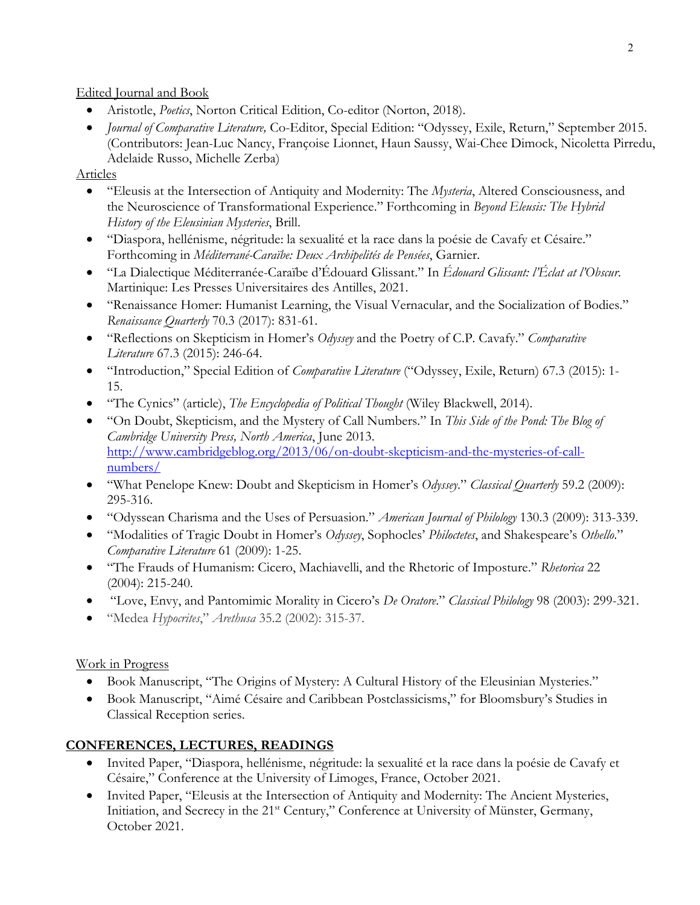Edited Journal and Book

- Aristotle, *Poetics*, Norton Critical Edition, Co-editor (Norton, 2018).
- *Journal of Comparative Literature,* Co-Editor, Special Edition: "Odyssey, Exile, Return," September 2015. (Contributors: Jean-Luc Nancy, Françoise Lionnet, Haun Saussy, Wai-Chee Dimock, Nicoletta Pirredu, Adelaide Russo, Michelle Zerba)

Articles

- "Eleusis at the Intersection of Antiquity and Modernity: The *Mysteria*, Altered Consciousness, and the Neuroscience of Transformational Experience." Forthcoming in *Beyond Eleusis: The Hybrid History of the Eleusinian Mysteries*, Brill.
- "Diaspora, hellénisme, négritude: la sexualité et la race dans la poésie de Cavafy et Césaire." Forthcoming in *Méditerrané-Caraïbe: Deux Archipelités de Pensées*, Garnier.
- "La Dialectique Méditerranée-Caraïbe d'Édouard Glissant." In *Édouard Glissant: l'Éclat at l'Obscur.* Martinique: Les Presses Universitaires des Antilles, 2021.
- "Renaissance Homer: Humanist Learning, the Visual Vernacular, and the Socialization of Bodies." *Renaissance Quarterly* 70.3 (2017): 831-61.
- "Reflections on Skepticism in Homer's *Odyssey* and the Poetry of C.P. Cavafy." *Comparative Literature* 67.3 (2015): 246-64.
- "Introduction," Special Edition of *Comparative Literature* ("Odyssey, Exile, Return) 67.3 (2015): 1-15.
- "The Cynics" (article), *The Encyclopedia of Political Thought* (Wiley Blackwell, 2014).
- "On Doubt, Skepticism, and the Mystery of Call Numbers." In *This Side of the Pond: The Blog of Cambridge University Press, North America*, June 2013. [http://www.cambridgeblog.org/2013/06/on-doubt-skepticism-and-the-mysteries-of-call-numbers/](http://www.cambridgeblog.org/2013/06/on-doubt-skepticism-and-the-mysteries-of-call-numbers/)
- "What Penelope Knew: Doubt and Skepticism in Homer's *Odyssey*." *Classical Quarterly* 59.2 (2009): 295-316.
- "Odyssean Charisma and the Uses of Persuasion." *American Journal of Philology* 130.3 (2009): 313-339.
- "Modalities of Tragic Doubt in Homer's *Odyssey*, Sophocles' *Philoctetes*, and Shakespeare's *Othello*." *Comparative Literature* 61 (2009): 1-25.
- "The Frauds of Humanism: Cicero, Machiavelli, and the Rhetoric of Imposture." *Rhetorica* 22 (2004): 215-240.
- "Love, Envy, and Pantomimic Morality in Cicero's *De Oratore*." *Classical Philology* 98 (2003): 299-321.
- "Medea *Hypocrites*," *Arethusa* 35.2 (2002): 315-37.

Work in Progress

- Book Manuscript, "The Origins of Mystery: A Cultural History of the Eleusinian Mysteries."
- Book Manuscript, "Aimé Césaire and Caribbean Postclassicisms," for Bloomsbury's Studies in Classical Reception series.

## CONFERENCES, LECTURES, READINGS

- Invited Paper, "Diaspora, hellénisme, négritude: la sexualité et la race dans la poésie de Cavafy et Césaire," Conference at the University of Limoges, France, October 2021.
- Invited Paper, "Eleusis at the Intersection of Antiquity and Modernity: The Ancient Mysteries, Initiation, and Secrecy in the 21st Century," Conference at University of Münster, Germany, October 2021.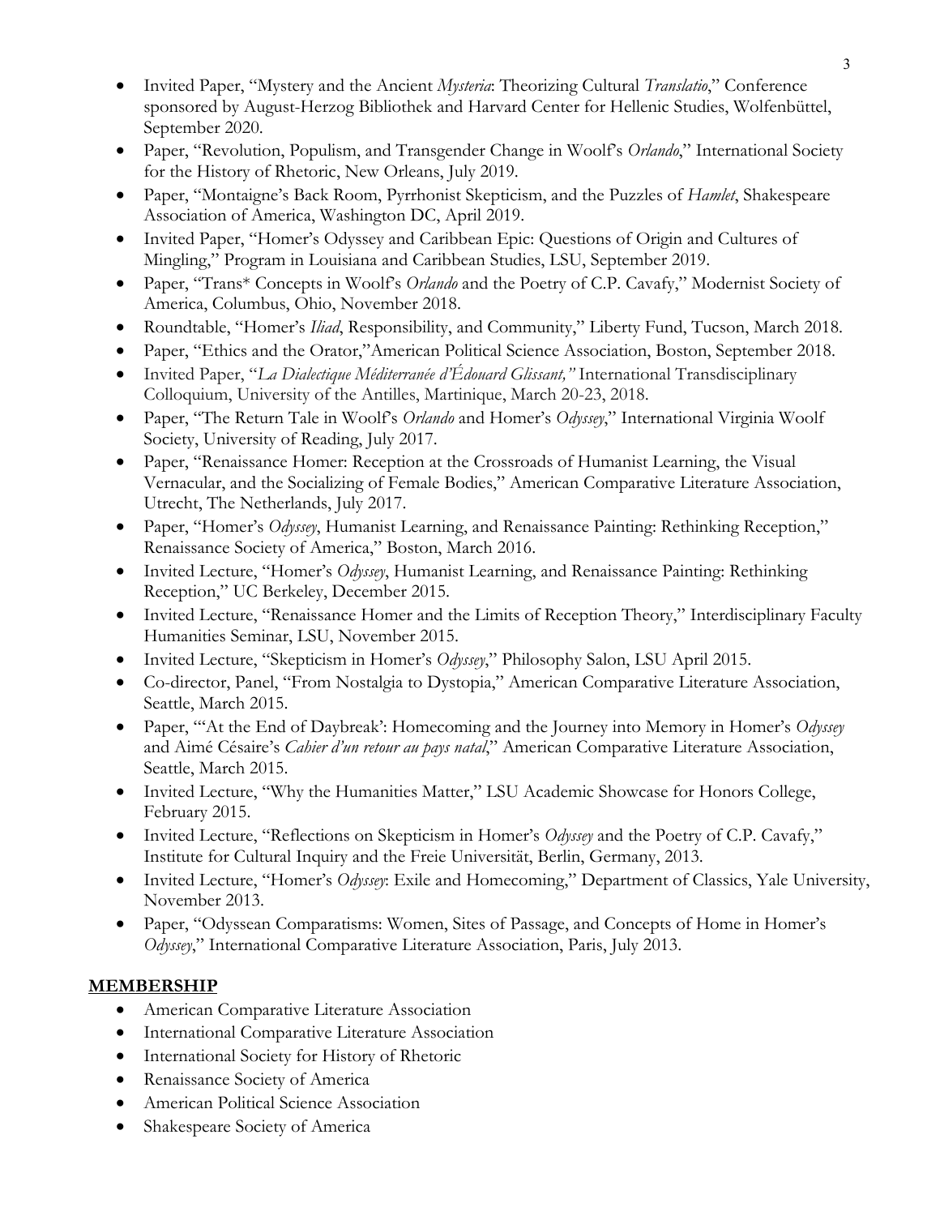- Invited Paper, "Mystery and the Ancient *Mysteria*: Theorizing Cultural *Translatio*," Conference sponsored by August-Herzog Bibliothek and Harvard Center for Hellenic Studies, Wolfenbüttel, September 2020.
- Paper, "Revolution, Populism, and Transgender Change in Woolf's *Orlando*," International Society for the History of Rhetoric, New Orleans, July 2019.
- Paper, "Montaigne's Back Room, Pyrrhonist Skepticism, and the Puzzles of *Hamlet*, Shakespeare Association of America, Washington DC, April 2019.
- Invited Paper, "Homer's Odyssey and Caribbean Epic: Questions of Origin and Cultures of Mingling," Program in Louisiana and Caribbean Studies, LSU, September 2019.
- Paper, "Trans* Concepts in Woolf's *Orlando* and the Poetry of C.P. Cavafy," Modernist Society of America, Columbus, Ohio, November 2018.
- Roundtable, "Homer's *Iliad*, Responsibility, and Community," Liberty Fund, Tucson, March 2018.
- Paper, "Ethics and the Orator,"American Political Science Association, Boston, September 2018.
- Invited Paper, "*La Dialectique Méditerranée d'Édouard Glissant,"* International Transdisciplinary Colloquium, University of the Antilles, Martinique, March 20-23, 2018.
- Paper, "The Return Tale in Woolf's *Orlando* and Homer's *Odyssey*," International Virginia Woolf Society, University of Reading, July 2017.
- Paper, "Renaissance Homer: Reception at the Crossroads of Humanist Learning, the Visual Vernacular, and the Socializing of Female Bodies," American Comparative Literature Association, Utrecht, The Netherlands, July 2017.
- Paper, "Homer's *Odyssey*, Humanist Learning, and Renaissance Painting: Rethinking Reception," Renaissance Society of America," Boston, March 2016.
- Invited Lecture, "Homer's *Odyssey*, Humanist Learning, and Renaissance Painting: Rethinking Reception," UC Berkeley, December 2015.
- Invited Lecture, "Renaissance Homer and the Limits of Reception Theory," Interdisciplinary Faculty Humanities Seminar, LSU, November 2015.
- Invited Lecture, "Skepticism in Homer's *Odyssey*," Philosophy Salon, LSU April 2015.
- Co-director, Panel, "From Nostalgia to Dystopia," American Comparative Literature Association, Seattle, March 2015.
- Paper, "'At the End of Daybreak': Homecoming and the Journey into Memory in Homer's *Odyssey* and Aimé Césaire's *Cahier d'un retour au pays natal*," American Comparative Literature Association, Seattle, March 2015.
- Invited Lecture, "Why the Humanities Matter," LSU Academic Showcase for Honors College, February 2015.
- Invited Lecture, "Reflections on Skepticism in Homer's *Odyssey* and the Poetry of C.P. Cavafy," Institute for Cultural Inquiry and the Freie Universität, Berlin, Germany, 2013.
- Invited Lecture, "Homer's *Odyssey*: Exile and Homecoming," Department of Classics, Yale University, November 2013.
- Paper, "Odyssean Comparatisms: Women, Sites of Passage, and Concepts of Home in Homer's *Odyssey*," International Comparative Literature Association, Paris, July 2013.

## MEMBERSHIP

- American Comparative Literature Association
- International Comparative Literature Association
- International Society for History of Rhetoric
- Renaissance Society of America
- American Political Science Association
- Shakespeare Society of America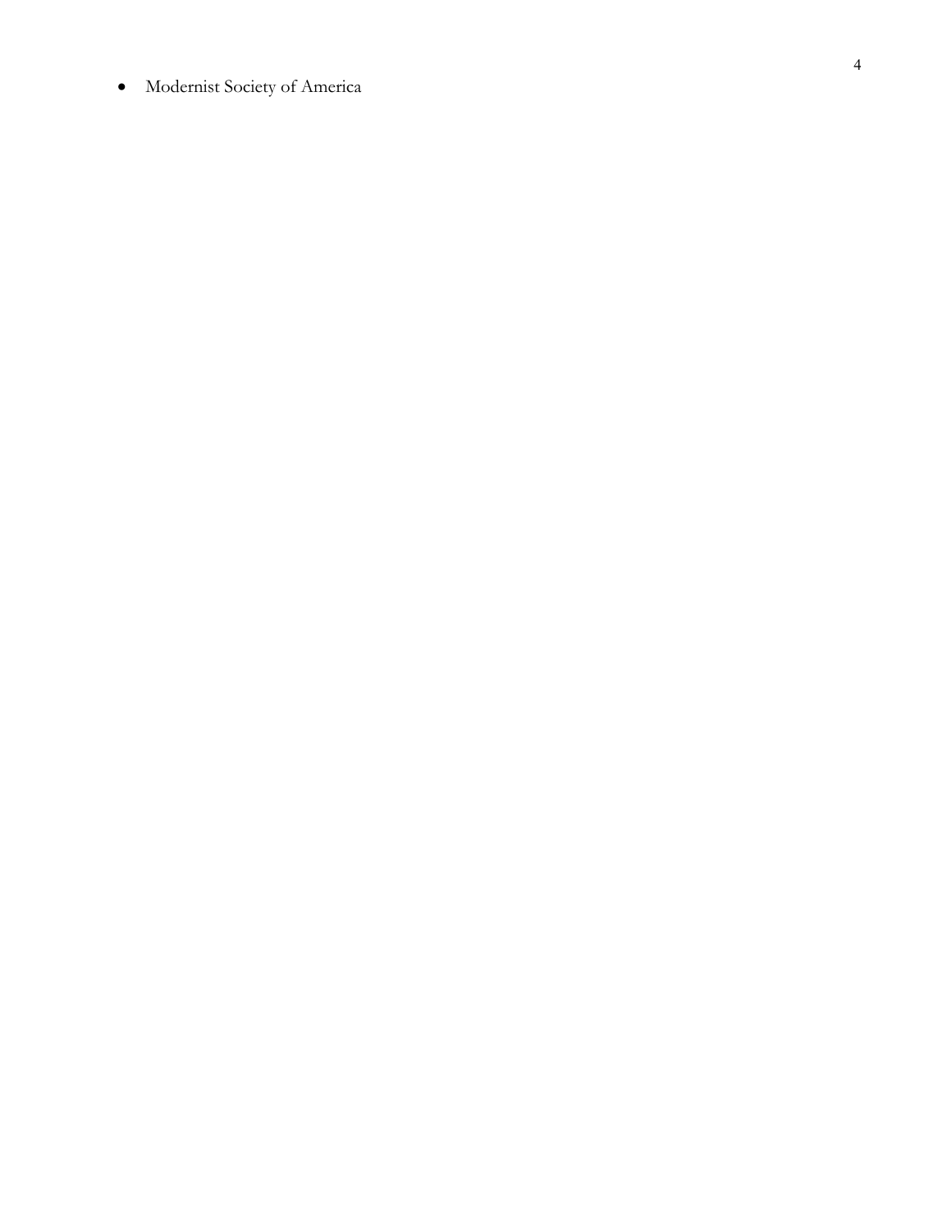- Modernist Society of America